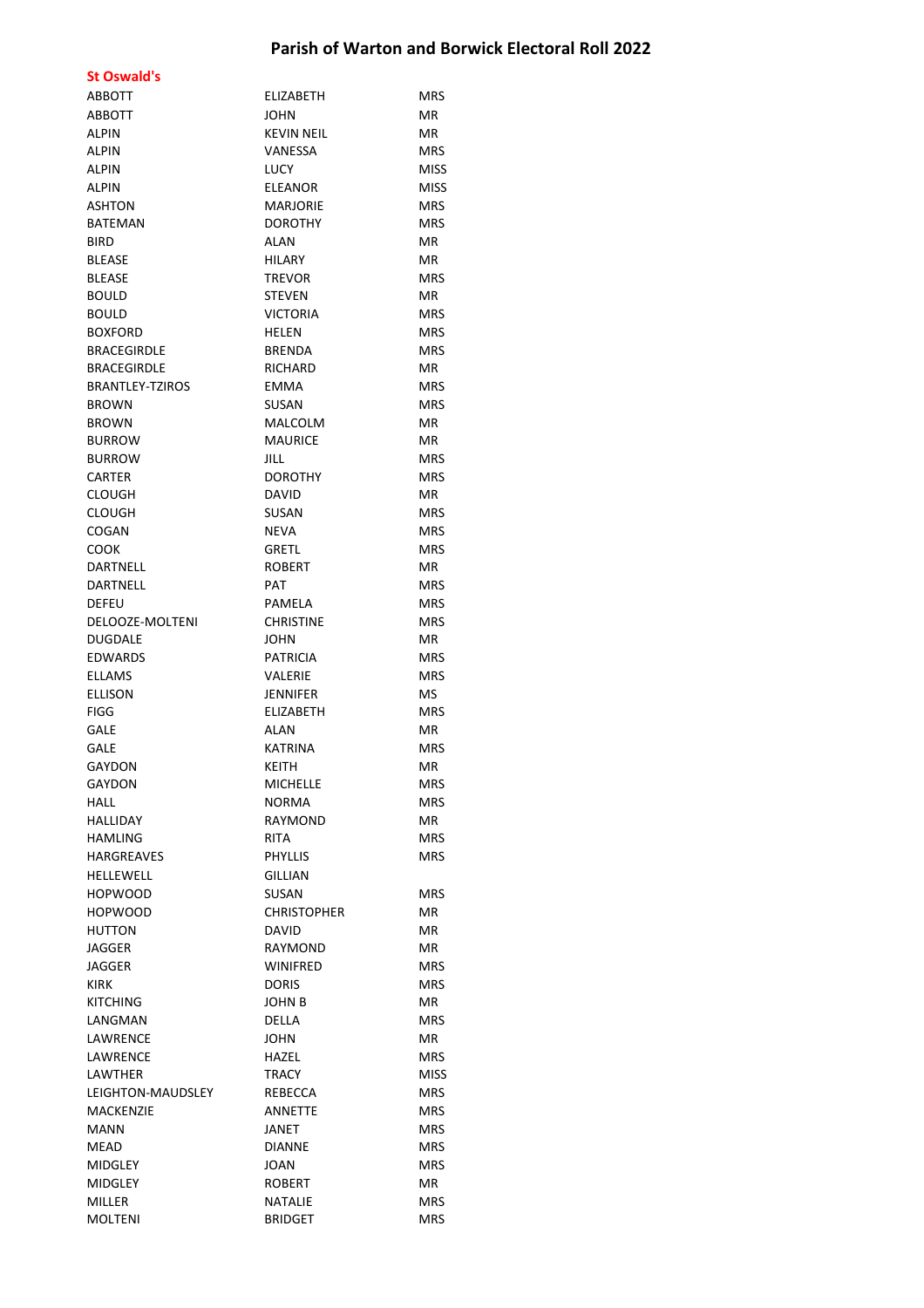# Parish of Warton and Borwick Electoral Roll 2022

## St Oswald's

| | | |
|---|---|---|
| ABBOTT | ELIZABETH | MRS |
| ABBOTT | JOHN | MR |
| ALPIN | KEVIN NEIL | MR |
| ALPIN | VANESSA | MRS |
| ALPIN | LUCY | MISS |
| ALPIN | ELEANOR | MISS |
| ASHTON | MARJORIE | MRS |
| BATEMAN | DOROTHY | MRS |
| BIRD | ALAN | MR |
| BLEASE | HILARY | MR |
| BLEASE | TREVOR | MRS |
| BOULD | STEVEN | MR |
| BOULD | VICTORIA | MRS |
| BOXFORD | HELEN | MRS |
| BRACEGIRDLE | BRENDA | MRS |
| BRACEGIRDLE | RICHARD | MR |
| BRANTLEY-TZIROS | EMMA | MRS |
| BROWN | SUSAN | MRS |
| BROWN | MALCOLM | MR |
| BURROW | MAURICE | MR |
| BURROW | JILL | MRS |
| CARTER | DOROTHY | MRS |
| CLOUGH | DAVID | MR |
| CLOUGH | SUSAN | MRS |
| COGAN | NEVA | MRS |
| COOK | GRETL | MRS |
| DARTNELL | ROBERT | MR |
| DARTNELL | PAT | MRS |
| DEFEU | PAMELA | MRS |
| DELOOZE-MOLTENI | CHRISTINE | MRS |
| DUGDALE | JOHN | MR |
| EDWARDS | PATRICIA | MRS |
| ELLAMS | VALERIE | MRS |
| ELLISON | JENNIFER | MS |
| FIGG | ELIZABETH | MRS |
| GALE | ALAN | MR |
| GALE | KATRINA | MRS |
| GAYDON | KEITH | MR |
| GAYDON | MICHELLE | MRS |
| HALL | NORMA | MRS |
| HALLIDAY | RAYMOND | MR |
| HAMLING | RITA | MRS |
| HARGREAVES | PHYLLIS | MRS |
| HELLEWELL | GILLIAN | |
| HOPWOOD | SUSAN | MRS |
| HOPWOOD | CHRISTOPHER | MR |
| HUTTON | DAVID | MR |
| JAGGER | RAYMOND | MR |
| JAGGER | WINIFRED | MRS |
| KIRK | DORIS | MRS |
| KITCHING | JOHN B | MR |
| LANGMAN | DELLA | MRS |
| LAWRENCE | JOHN | MR |
| LAWRENCE | HAZEL | MRS |
| LAWTHER | TRACY | MISS |
| LEIGHTON-MAUDSLEY | REBECCA | MRS |
| MACKENZIE | ANNETTE | MRS |
| MANN | JANET | MRS |
| MEAD | DIANNE | MRS |
| MIDGLEY | JOAN | MRS |
| MIDGLEY | ROBERT | MR |
| MILLER | NATALIE | MRS |
| MOLTENI | BRIDGET | MRS |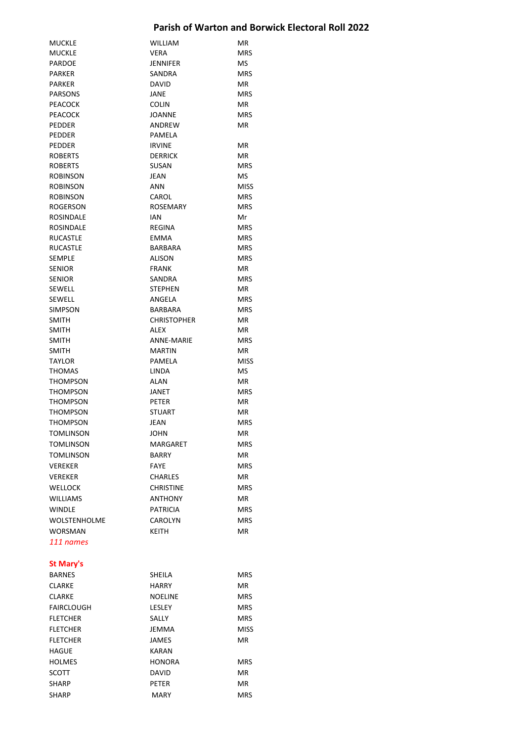# Parish of Warton and Borwick Electoral Roll 2022

| | | |
|---|---|---|
| MUCKLE | WILLIAM | MR |
| MUCKLE | VERA | MRS |
| PARDOE | JENNIFER | MS |
| PARKER | SANDRA | MRS |
| PARKER | DAVID | MR |
| PARSONS | JANE | MRS |
| PEACOCK | COLIN | MR |
| PEACOCK | JOANNE | MRS |
| PEDDER | ANDREW | MR |
| PEDDER | PAMELA | |
| PEDDER | IRVINE | MR |
| ROBERTS | DERRICK | MR |
| ROBERTS | SUSAN | MRS |
| ROBINSON | JEAN | MS |
| ROBINSON | ANN | MISS |
| ROBINSON | CAROL | MRS |
| ROGERSON | ROSEMARY | MRS |
| ROSINDALE | IAN | Mr |
| ROSINDALE | REGINA | MRS |
| RUCASTLE | EMMA | MRS |
| RUCASTLE | BARBARA | MRS |
| SEMPLE | ALISON | MRS |
| SENIOR | FRANK | MR |
| SENIOR | SANDRA | MRS |
| SEWELL | STEPHEN | MR |
| SEWELL | ANGELA | MRS |
| SIMPSON | BARBARA | MRS |
| SMITH | CHRISTOPHER | MR |
| SMITH | ALEX | MR |
| SMITH | ANNE-MARIE | MRS |
| SMITH | MARTIN | MR |
| TAYLOR | PAMELA | MISS |
| THOMAS | LINDA | MS |
| THOMPSON | ALAN | MR |
| THOMPSON | JANET | MRS |
| THOMPSON | PETER | MR |
| THOMPSON | STUART | MR |
| THOMPSON | JEAN | MRS |
| TOMLINSON | JOHN | MR |
| TOMLINSON | MARGARET | MRS |
| TOMLINSON | BARRY | MR |
| VEREKER | FAYE | MRS |
| VEREKER | CHARLES | MR |
| WELLOCK | CHRISTINE | MRS |
| WILLIAMS | ANTHONY | MR |
| WINDLE | PATRICIA | MRS |
| WOLSTENHOLME | CAROLYN | MRS |
| WORSMAN | KEITH | MR |

*111 names*

**St Mary's**

| | | |
|---|---|---|
| BARNES | SHEILA | MRS |
| CLARKE | HARRY | MR |
| CLARKE | NOELINE | MRS |
| FAIRCLOUGH | LESLEY | MRS |
| FLETCHER | SALLY | MRS |
| FLETCHER | JEMMA | MISS |
| FLETCHER | JAMES | MR |
| HAGUE | KARAN | |
| HOLMES | HONORA | MRS |
| SCOTT | DAVID | MR |
| SHARP | PETER | MR |
| SHARP | MARY | MRS |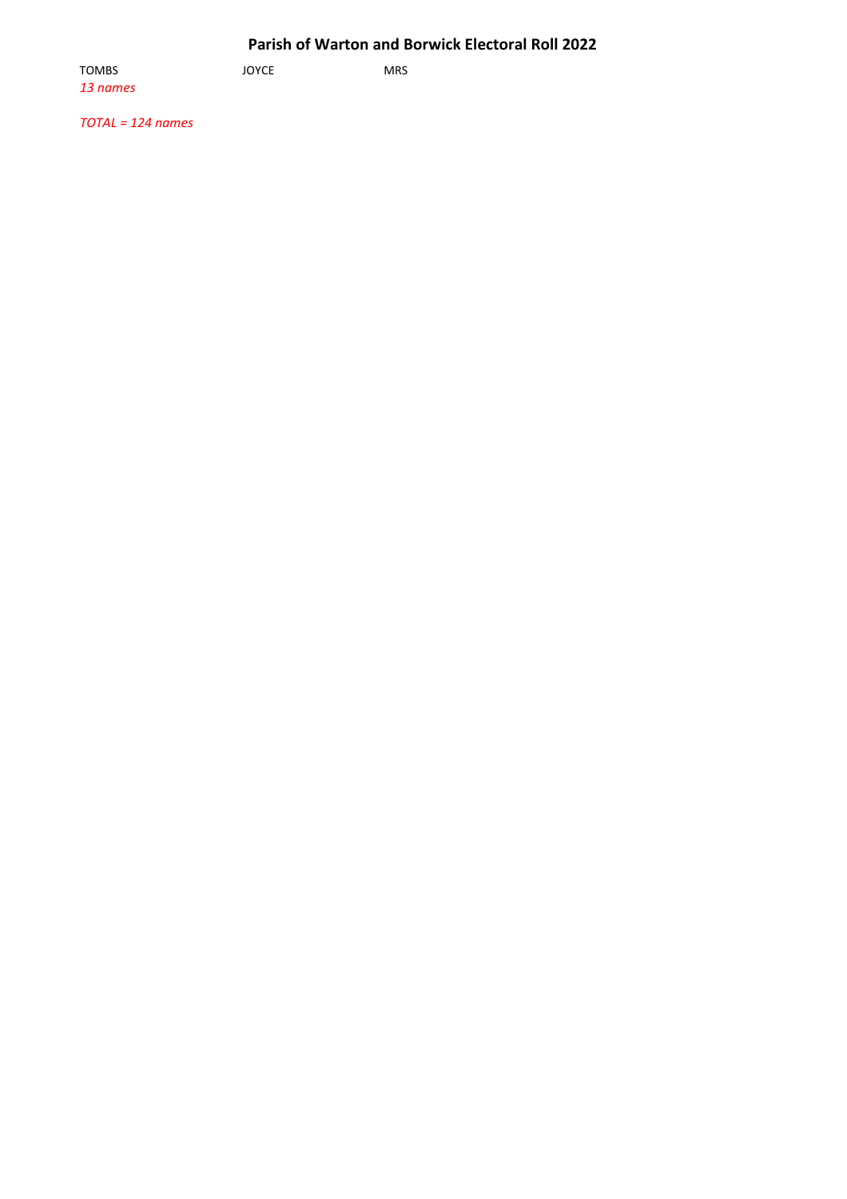## Parish of Warton and Borwick Electoral Roll 2022

| | | |
|---|---|---|
| TOMBS | JOYCE | MRS |

*13 names*

*TOTAL = 124 names*